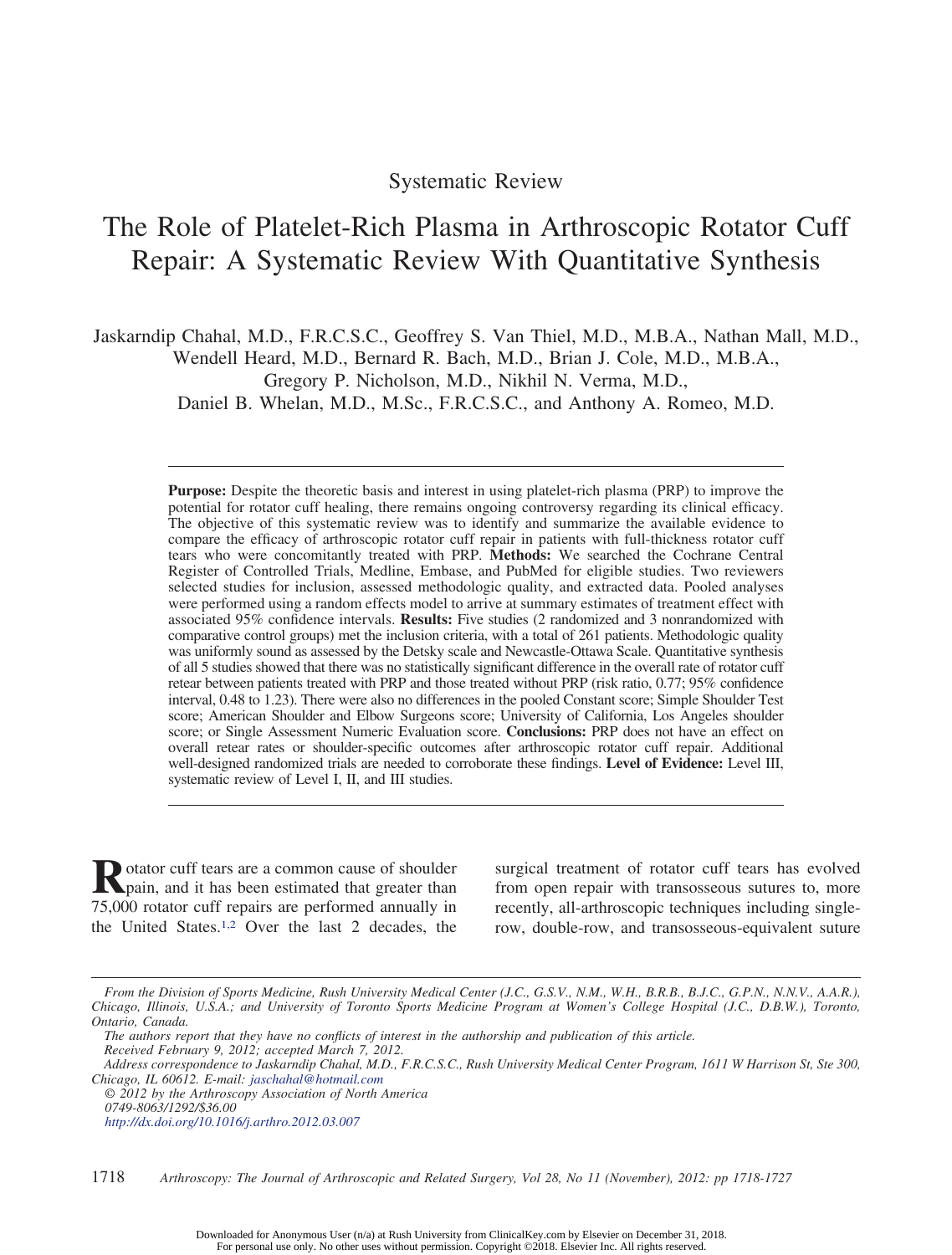Systematic Review

# The Role of Platelet-Rich Plasma in Arthroscopic Rotator Cuff Repair: A Systematic Review With Quantitative Synthesis

Jaskarndip Chahal, M.D., F.R.C.S.C., Geoffrey S. Van Thiel, M.D., M.B.A., Nathan Mall, M.D., Wendell Heard, M.D., Bernard R. Bach, M.D., Brian J. Cole, M.D., M.B.A., Gregory P. Nicholson, M.D., Nikhil N. Verma, M.D., Daniel B. Whelan, M.D., M.Sc., F.R.C.S.C., and Anthony A. Romeo, M.D.

**Purpose:** Despite the theoretic basis and interest in using platelet-rich plasma (PRP) to improve the potential for rotator cuff healing, there remains ongoing controversy regarding its clinical efficacy. The objective of this systematic review was to identify and summarize the available evidence to compare the efficacy of arthroscopic rotator cuff repair in patients with full-thickness rotator cuff tears who were concomitantly treated with PRP. **Methods:** We searched the Cochrane Central Register of Controlled Trials, Medline, Embase, and PubMed for eligible studies. Two reviewers selected studies for inclusion, assessed methodologic quality, and extracted data. Pooled analyses were performed using a random effects model to arrive at summary estimates of treatment effect with associated 95% confidence intervals. **Results:** Five studies (2 randomized and 3 nonrandomized with comparative control groups) met the inclusion criteria, with a total of 261 patients. Methodologic quality was uniformly sound as assessed by the Detsky scale and Newcastle-Ottawa Scale. Quantitative synthesis of all 5 studies showed that there was no statistically significant difference in the overall rate of rotator cuff retear between patients treated with PRP and those treated without PRP (risk ratio, 0.77; 95% confidence interval, 0.48 to 1.23). There were also no differences in the pooled Constant score; Simple Shoulder Test score; American Shoulder and Elbow Surgeons score; University of California, Los Angeles shoulder score; or Single Assessment Numeric Evaluation score. **Conclusions:** PRP does not have an effect on overall retear rates or shoulder-specific outcomes after arthroscopic rotator cuff repair. Additional well-designed randomized trials are needed to corroborate these findings. **Level of Evidence:** Level III, systematic review of Level I, II, and III studies.

Rotator cuff tears are a common cause of shoulder pain, and it has been estimated that greater than 75,000 rotator cuff repairs are performed annually in the United States.[1,2] Over the last 2 decades, the surgical treatment of rotator cuff tears has evolved from open repair with transosseous sutures to, more recently, all-arthroscopic techniques including single-row, double-row, and transosseous-equivalent suture

*From the Division of Sports Medicine, Rush University Medical Center (J.C., G.S.V., N.M., W.H., B.R.B., B.J.C., G.P.N., N.N.V., A.A.R.), Chicago, Illinois, U.S.A.; and University of Toronto Sports Medicine Program at Women's College Hospital (J.C., D.B.W.), Toronto, Ontario, Canada.*

*The authors report that they have no conflicts of interest in the authorship and publication of this article.*

*Received February 9, 2012; accepted March 7, 2012.*

*Address correspondence to Jaskarndip Chahal, M.D., F.R.C.S.C., Rush University Medical Center Program, 1611 W Harrison St, Ste 300, Chicago, IL 60612. E-mail: jaschahal@hotmail.com*

*© 2012 by the Arthroscopy Association of North America*

*0749-8063/1292/$36.00*

*http://dx.doi.org/10.1016/j.arthro.2012.03.007*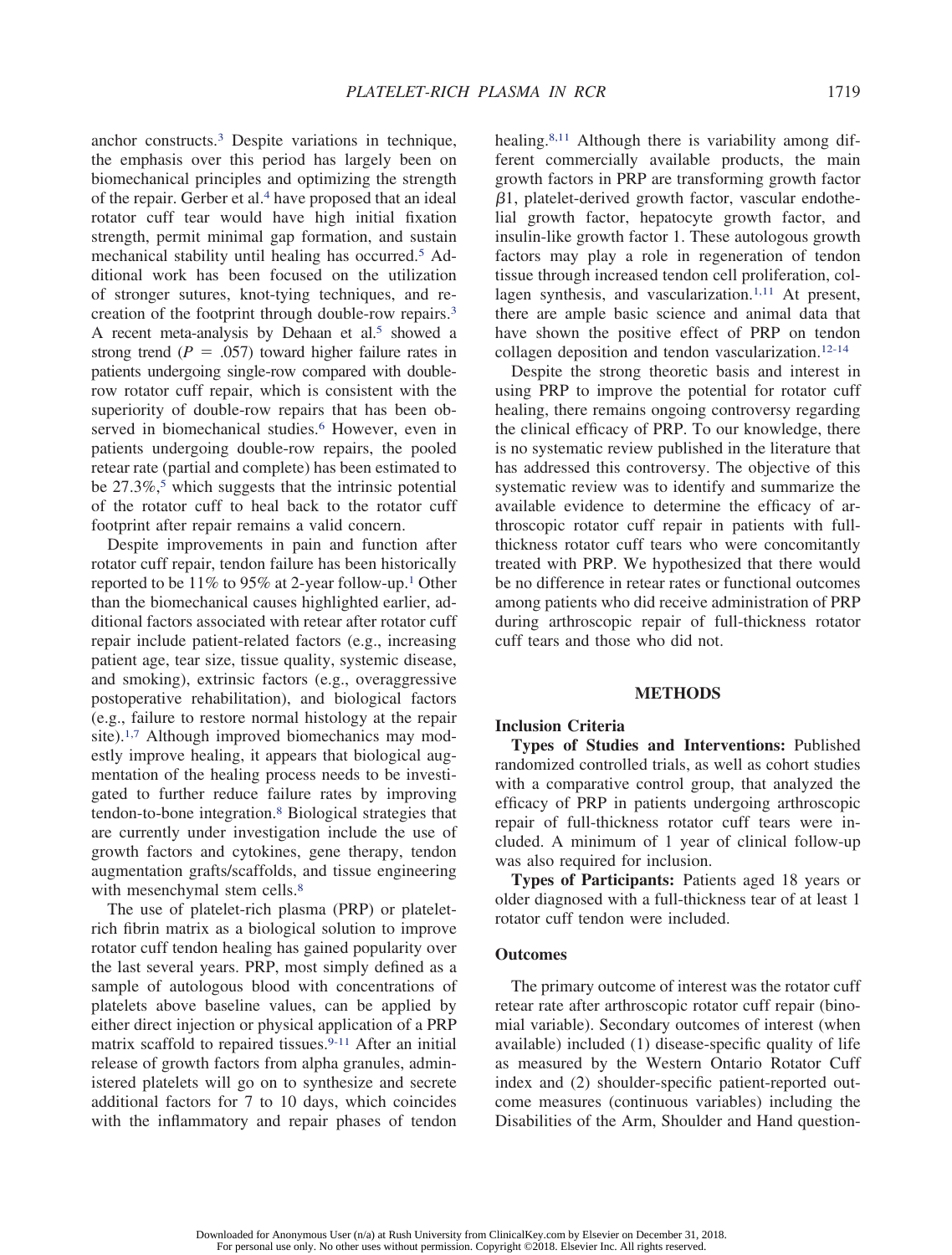anchor constructs.[3] Despite variations in technique, the emphasis over this period has largely been on biomechanical principles and optimizing the strength of the repair. Gerber et al.[4] have proposed that an ideal rotator cuff tear would have high initial fixation strength, permit minimal gap formation, and sustain mechanical stability until healing has occurred.[5] Additional work has been focused on the utilization of stronger sutures, knot-tying techniques, and re-creation of the footprint through double-row repairs.[3] A recent meta-analysis by Dehaan et al.[5] showed a strong trend ($P = .057$) toward higher failure rates in patients undergoing single-row compared with double-row rotator cuff repair, which is consistent with the superiority of double-row repairs that has been observed in biomechanical studies.[6] However, even in patients undergoing double-row repairs, the pooled retear rate (partial and complete) has been estimated to be 27.3%,[5] which suggests that the intrinsic potential of the rotator cuff to heal back to the rotator cuff footprint after repair remains a valid concern.

Despite improvements in pain and function after rotator cuff repair, tendon failure has been historically reported to be 11% to 95% at 2-year follow-up.[1] Other than the biomechanical causes highlighted earlier, additional factors associated with retear after rotator cuff repair include patient-related factors (e.g., increasing patient age, tear size, tissue quality, systemic disease, and smoking), extrinsic factors (e.g., overaggressive postoperative rehabilitation), and biological factors (e.g., failure to restore normal histology at the repair site).[1,7] Although improved biomechanics may modestly improve healing, it appears that biological augmentation of the healing process needs to be investigated to further reduce failure rates by improving tendon-to-bone integration.[8] Biological strategies that are currently under investigation include the use of growth factors and cytokines, gene therapy, tendon augmentation grafts/scaffolds, and tissue engineering with mesenchymal stem cells.[8]

The use of platelet-rich plasma (PRP) or platelet-rich fibrin matrix as a biological solution to improve rotator cuff tendon healing has gained popularity over the last several years. PRP, most simply defined as a sample of autologous blood with concentrations of platelets above baseline values, can be applied by either direct injection or physical application of a PRP matrix scaffold to repaired tissues.[9-11] After an initial release of growth factors from alpha granules, administered platelets will go on to synthesize and secrete additional factors for 7 to 10 days, which coincides with the inflammatory and repair phases of tendon healing.[8,11] Although there is variability among different commercially available products, the main growth factors in PRP are transforming growth factor $\beta 1$, platelet-derived growth factor, vascular endothelial growth factor, hepatocyte growth factor, and insulin-like growth factor 1. These autologous growth factors may play a role in regeneration of tendon tissue through increased tendon cell proliferation, collagen synthesis, and vascularization.[1,11] At present, there are ample basic science and animal data that have shown the positive effect of PRP on tendon collagen deposition and tendon vascularization.[12-14]

Despite the strong theoretic basis and interest in using PRP to improve the potential for rotator cuff healing, there remains ongoing controversy regarding the clinical efficacy of PRP. To our knowledge, there is no systematic review published in the literature that has addressed this controversy. The objective of this systematic review was to identify and summarize the available evidence to determine the efficacy of arthroscopic rotator cuff repair in patients with full-thickness rotator cuff tears who were concomitantly treated with PRP. We hypothesized that there would be no difference in retear rates or functional outcomes among patients who did receive administration of PRP during arthroscopic repair of full-thickness rotator cuff tears and those who did not.

## METHODS

### Inclusion Criteria

**Types of Studies and Interventions:** Published randomized controlled trials, as well as cohort studies with a comparative control group, that analyzed the efficacy of PRP in patients undergoing arthroscopic repair of full-thickness rotator cuff tears were included. A minimum of 1 year of clinical follow-up was also required for inclusion.

**Types of Participants:** Patients aged 18 years or older diagnosed with a full-thickness tear of at least 1 rotator cuff tendon were included.

### Outcomes

The primary outcome of interest was the rotator cuff retear rate after arthroscopic rotator cuff repair (binomial variable). Secondary outcomes of interest (when available) included (1) disease-specific quality of life as measured by the Western Ontario Rotator Cuff index and (2) shoulder-specific patient-reported outcome measures (continuous variables) including the Disabilities of the Arm, Shoulder and Hand question-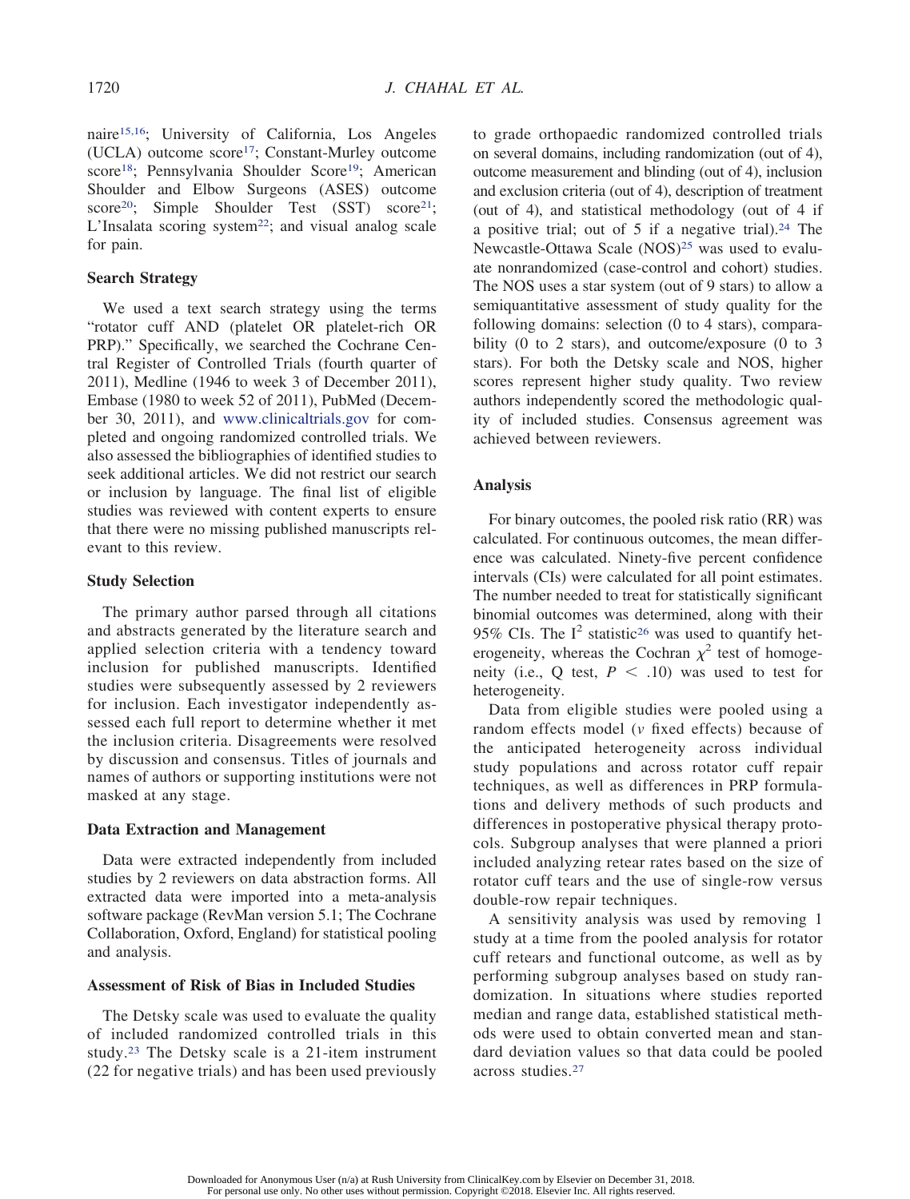naire[15,16]; University of California, Los Angeles (UCLA) outcome score[17]; Constant-Murley outcome score[18]; Pennsylvania Shoulder Score[19]; American Shoulder and Elbow Surgeons (ASES) outcome score[20]; Simple Shoulder Test (SST) score[21]; L'Insalata scoring system[22]; and visual analog scale for pain.

### Search Strategy

We used a text search strategy using the terms "rotator cuff AND (platelet OR platelet-rich OR PRP)." Specifically, we searched the Cochrane Central Register of Controlled Trials (fourth quarter of 2011), Medline (1946 to week 3 of December 2011), Embase (1980 to week 52 of 2011), PubMed (December 30, 2011), and www.clinicaltrials.gov for completed and ongoing randomized controlled trials. We also assessed the bibliographies of identified studies to seek additional articles. We did not restrict our search or inclusion by language. The final list of eligible studies was reviewed with content experts to ensure that there were no missing published manuscripts relevant to this review.

### Study Selection

The primary author parsed through all citations and abstracts generated by the literature search and applied selection criteria with a tendency toward inclusion for published manuscripts. Identified studies were subsequently assessed by 2 reviewers for inclusion. Each investigator independently assessed each full report to determine whether it met the inclusion criteria. Disagreements were resolved by discussion and consensus. Titles of journals and names of authors or supporting institutions were not masked at any stage.

### Data Extraction and Management

Data were extracted independently from included studies by 2 reviewers on data abstraction forms. All extracted data were imported into a meta-analysis software package (RevMan version 5.1; The Cochrane Collaboration, Oxford, England) for statistical pooling and analysis.

### Assessment of Risk of Bias in Included Studies

The Detsky scale was used to evaluate the quality of included randomized controlled trials in this study.[23] The Detsky scale is a 21-item instrument (22 for negative trials) and has been used previously to grade orthopaedic randomized controlled trials on several domains, including randomization (out of 4), outcome measurement and blinding (out of 4), inclusion and exclusion criteria (out of 4), description of treatment (out of 4), and statistical methodology (out of 4 if a positive trial; out of 5 if a negative trial).[24] The Newcastle-Ottawa Scale (NOS)[25] was used to evaluate nonrandomized (case-control and cohort) studies. The NOS uses a star system (out of 9 stars) to allow a semiquantitative assessment of study quality for the following domains: selection (0 to 4 stars), comparability (0 to 2 stars), and outcome/exposure (0 to 3 stars). For both the Detsky scale and NOS, higher scores represent higher study quality. Two review authors independently scored the methodologic quality of included studies. Consensus agreement was achieved between reviewers.

### Analysis

For binary outcomes, the pooled risk ratio (RR) was calculated. For continuous outcomes, the mean difference was calculated. Ninety-five percent confidence intervals (CIs) were calculated for all point estimates. The number needed to treat for statistically significant binomial outcomes was determined, along with their 95% CIs. The $I^2$ statistic[26] was used to quantify heterogeneity, whereas the Cochran $\chi^2$ test of homogeneity (i.e., Q test, $P < .10$) was used to test for heterogeneity.

Data from eligible studies were pooled using a random effects model (*v* fixed effects) because of the anticipated heterogeneity across individual study populations and across rotator cuff repair techniques, as well as differences in PRP formulations and delivery methods of such products and differences in postoperative physical therapy protocols. Subgroup analyses that were planned a priori included analyzing retear rates based on the size of rotator cuff tears and the use of single-row versus double-row repair techniques.

A sensitivity analysis was used by removing 1 study at a time from the pooled analysis for rotator cuff retears and functional outcome, as well as by performing subgroup analyses based on study randomization. In situations where studies reported median and range data, established statistical methods were used to obtain converted mean and standard deviation values so that data could be pooled across studies.[27]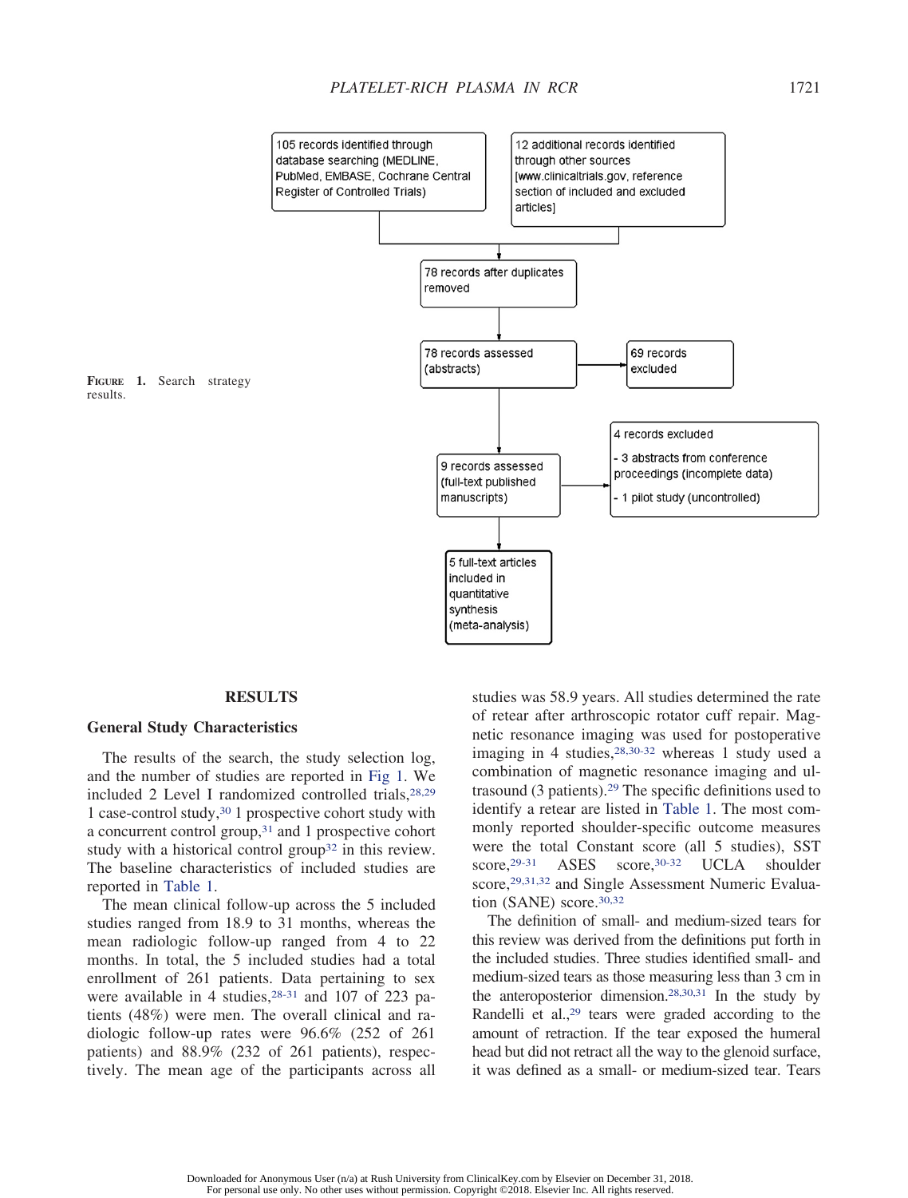105 records identified through database searching (MEDLINE, PubMed, EMBASE, Cochrane Central Register of Controlled Trials)

12 additional records identified through other sources [www.clinicaltrials.gov, reference section of included and excluded articles]

78 records after duplicates removed

78 records assessed (abstracts)

69 records excluded

9 records assessed (full-text published manuscripts)

4 records excluded

- 3 abstracts from conference proceedings (incomplete data)
- 1 pilot study (uncontrolled)

5 full-text articles included in quantitative synthesis (meta-analysis)

**Figure 1.** Search strategy results.

## RESULTS

### General Study Characteristics

The results of the search, the study selection log, and the number of studies are reported in Fig 1. We included 2 Level I randomized controlled trials,[28,29] 1 case-control study,[30] 1 prospective cohort study with a concurrent control group,[31] and 1 prospective cohort study with a historical control group[32] in this review. The baseline characteristics of included studies are reported in Table 1.

The mean clinical follow-up across the 5 included studies ranged from 18.9 to 31 months, whereas the mean radiologic follow-up ranged from 4 to 22 months. In total, the 5 included studies had a total enrollment of 261 patients. Data pertaining to sex were available in 4 studies,[28-31] and 107 of 223 patients (48%) were men. The overall clinical and radiologic follow-up rates were 96.6% (252 of 261 patients) and 88.9% (232 of 261 patients), respectively. The mean age of the participants across all studies was 58.9 years. All studies determined the rate of retear after arthroscopic rotator cuff repair. Magnetic resonance imaging was used for postoperative imaging in 4 studies,[28,30-32] whereas 1 study used a combination of magnetic resonance imaging and ultrasound (3 patients).[29] The specific definitions used to identify a retear are listed in Table 1. The most commonly reported shoulder-specific outcome measures were the total Constant score (all 5 studies), SST score,[29-31] ASES score,[30-32] UCLA shoulder score,[29,31,32] and Single Assessment Numeric Evaluation (SANE) score.[30,32]

The definition of small- and medium-sized tears for this review was derived from the definitions put forth in the included studies. Three studies identified small- and medium-sized tears as those measuring less than 3 cm in the anteroposterior dimension.[28,30,31] In the study by Randelli et al.,[29] tears were graded according to the amount of retraction. If the tear exposed the humeral head but did not retract all the way to the glenoid surface, it was defined as a small- or medium-sized tear. Tears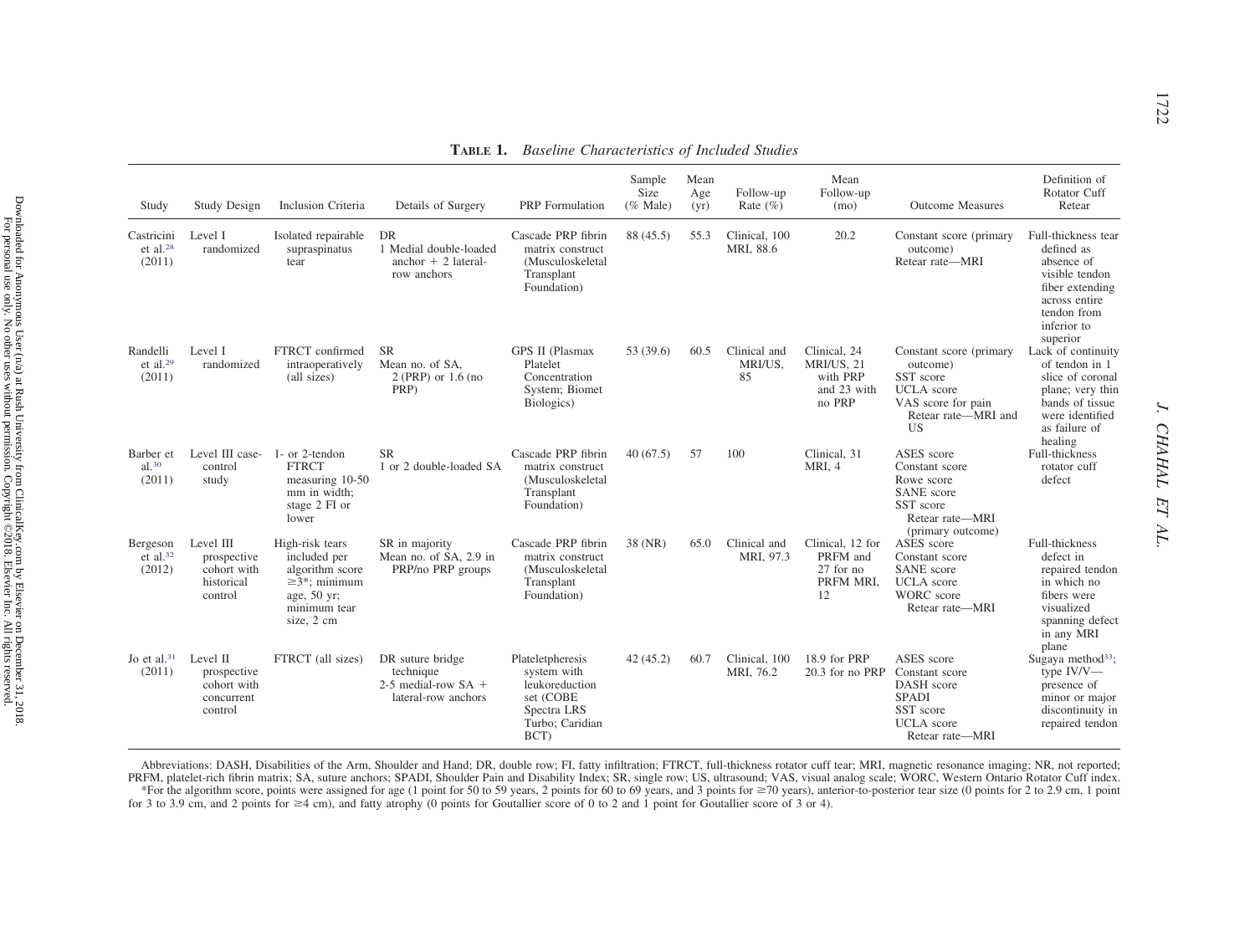**Table 1.** *Baseline Characteristics of Included Studies*

| Study | Study Design | Inclusion Criteria | Details of Surgery | PRP Formulation | Sample Size (% Male) | Mean Age (yr) | Follow-up Rate (%) | Mean Follow-up (mo) | Outcome Measures | Definition of Rotator Cuff Retear |
|---|---|---|---|---|---|---|---|---|---|---|
| Castricini et al.[28] (2011) | Level I randomized | Isolated repairable supraspinatus tear | DR<br>1 Medial double-loaded anchor + 2 lateral-row anchors | Cascade PRP fibrin matrix construct (Musculoskeletal Transplant Foundation) | 88 (45.5) | 55.3 | Clinical, 100<br>MRI, 88.6 | 20.2 | Constant score (primary outcome)<br>Retear rate—MRI | Full-thickness tear defined as absence of visible tendon fiber extending across entire tendon from inferior to superior |
| Randelli et al.[29] (2011) | Level I randomized | FTRCT confirmed intraoperatively (all sizes) | SR<br>Mean no. of SA, 2 (PRP) or 1.6 (no PRP) | GPS II (Plasmax Platelet Concentration System; Biomet Biologics) | 53 (39.6) | 60.5 | Clinical and MRI/US, 85 | Clinical, 24<br>MRI/US, 21 with PRP and 23 with no PRP | Constant score (primary outcome)<br>SST score<br>UCLA score<br>VAS score for pain<br>Retear rate—MRI and US | Lack of continuity of tendon in 1 slice of coronal plane; very thin bands of tissue were identified as failure of healing |
| Barber et al.[30] (2011) | Level III case-control study | 1- or 2-tendon FTRCT measuring 10-50 mm in width; stage 2 FI or lower | SR<br>1 or 2 double-loaded SA | Cascade PRP fibrin matrix construct (Musculoskeletal Transplant Foundation) | 40 (67.5) | 57 | 100 | Clinical, 31<br>MRI, 4 | ASES score<br>Constant score<br>Rowe score<br>SANE score<br>SST score<br>Retear rate—MRI (primary outcome) | Full-thickness rotator cuff defect |
| Bergeson et al.[32] (2012) | Level III prospective cohort with historical control | High-risk tears included per algorithm score ≥3*; minimum age, 50 yr; minimum tear size, 2 cm | SR in majority<br>Mean no. of SA, 2.9 in PRP/no PRP groups | Cascade PRP fibrin matrix construct (Musculoskeletal Transplant Foundation) | 38 (NR) | 65.0 | Clinical and MRI, 97.3 | Clinical, 12 for PRFM and 27 for no PRFM MRI, 12 | ASES score<br>Constant score<br>SANE score<br>UCLA score<br>WORC score<br>Retear rate—MRI | Full-thickness defect in repaired tendon in which no fibers were visualized spanning defect in any MRI plane |
| Jo et al.[31] (2011) | Level II prospective cohort with concurrent control | FTRCT (all sizes) | DR suture bridge technique<br>2-5 medial-row SA + lateral-row anchors | Plateletpheresis system with leukoreduction set (COBE Spectra LRS Turbo; Caridian BCT) | 42 (45.2) | 60.7 | Clinical, 100<br>MRI, 76.2 | 18.9 for PRP<br>20.3 for no PRP | ASES score<br>Constant score<br>DASH score<br>SPADI<br>SST score<br>UCLA score<br>Retear rate—MRI | Sugaya method[33]; type IV/V—presence of minor or major discontinuity in repaired tendon |

Abbreviations: DASH, Disabilities of the Arm, Shoulder and Hand; DR, double row; FI, fatty infiltration; FTRCT, full-thickness rotator cuff tear; MRI, magnetic resonance imaging; NR, not reported; PRFM, platelet-rich fibrin matrix; SA, suture anchors; SPADI, Shoulder Pain and Disability Index; SR, single row; US, ultrasound; VAS, visual analog scale; WORC, Western Ontario Rotator Cuff index.

*For the algorithm score, points were assigned for age (1 point for 50 to 59 years, 2 points for 60 to 69 years, and 3 points for ≥70 years), anterior-to-posterior tear size (0 points for 2 to 2.9 cm, 1 point for 3 to 3.9 cm, and 2 points for ≥4 cm), and fatty atrophy (0 points for Goutallier score of 0 to 2 and 1 point for Goutallier score of 3 or 4).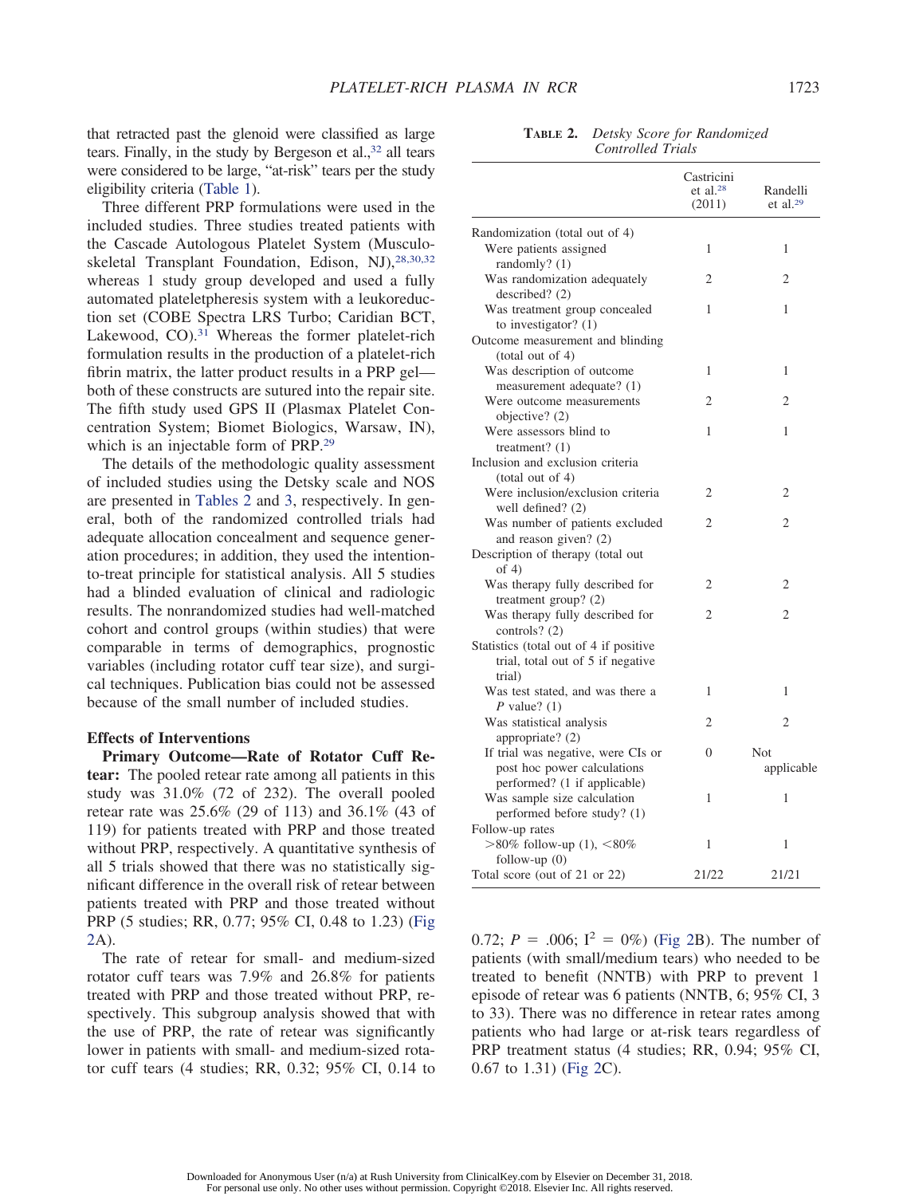that retracted past the glenoid were classified as large tears. Finally, in the study by Bergeson et al.,[32] all tears were considered to be large, "at-risk" tears per the study eligibility criteria (Table 1).

Three different PRP formulations were used in the included studies. Three studies treated patients with the Cascade Autologous Platelet System (Musculoskeletal Transplant Foundation, Edison, NJ),[28,30,32] whereas 1 study group developed and used a fully automated plateletpheresis system with a leukoreduction set (COBE Spectra LRS Turbo; Caridian BCT, Lakewood, CO).[31] Whereas the former platelet-rich formulation results in the production of a platelet-rich fibrin matrix, the latter product results in a PRP gel—both of these constructs are sutured into the repair site. The fifth study used GPS II (Plasmax Platelet Concentration System; Biomet Biologics, Warsaw, IN), which is an injectable form of PRP.[29]

The details of the methodologic quality assessment of included studies using the Detsky scale and NOS are presented in Tables 2 and 3, respectively. In general, both of the randomized controlled trials had adequate allocation concealment and sequence generation procedures; in addition, they used the intention-to-treat principle for statistical analysis. All 5 studies had a blinded evaluation of clinical and radiologic results. The nonrandomized studies had well-matched cohort and control groups (within studies) that were comparable in terms of demographics, prognostic variables (including rotator cuff tear size), and surgical techniques. Publication bias could not be assessed because of the small number of included studies.

### Effects of Interventions

**Primary Outcome—Rate of Rotator Cuff Retear:** The pooled retear rate among all patients in this study was 31.0% (72 of 232). The overall pooled retear rate was 25.6% (29 of 113) and 36.1% (43 of 119) for patients treated with PRP and those treated without PRP, respectively. A quantitative synthesis of all 5 trials showed that there was no statistically significant difference in the overall risk of retear between patients treated with PRP and those treated without PRP (5 studies; RR, 0.77; 95% CI, 0.48 to 1.23) (Fig 2A).

The rate of retear for small- and medium-sized rotator cuff tears was 7.9% and 26.8% for patients treated with PRP and those treated without PRP, respectively. This subgroup analysis showed that with the use of PRP, the rate of retear was significantly lower in patients with small- and medium-sized rotator cuff tears (4 studies; RR, 0.32; 95% CI, 0.14 to 0.72; $P$ = .006; $I^2$ = 0%) (Fig 2B). The number of patients (with small/medium tears) who needed to be treated to benefit (NNTB) with PRP to prevent 1 episode of retear was 6 patients (NNTB, 6; 95% CI, 3 to 33). There was no difference in retear rates among patients who had large or at-risk tears regardless of PRP treatment status (4 studies; RR, 0.94; 95% CI, 0.67 to 1.31) (Fig 2C).

**Table 2.** *Detsky Score for Randomized Controlled Trials*

| | Castricini et al.[28] (2011) | Randelli et al.[29] |
|---|---|---|
| Randomization (total out of 4) | | |
| Were patients assigned randomly? (1) | 1 | 1 |
| Was randomization adequately described? (2) | 2 | 2 |
| Was treatment group concealed to investigator? (1) | 1 | 1 |
| Outcome measurement and blinding (total out of 4) | | |
| Was description of outcome measurement adequate? (1) | 1 | 1 |
| Were outcome measurements objective? (2) | 2 | 2 |
| Were assessors blind to treatment? (1) | 1 | 1 |
| Inclusion and exclusion criteria (total out of 4) | | |
| Were inclusion/exclusion criteria well defined? (2) | 2 | 2 |
| Was number of patients excluded and reason given? (2) | 2 | 2 |
| Description of therapy (total out of 4) | | |
| Was therapy fully described for treatment group? (2) | 2 | 2 |
| Was therapy fully described for controls? (2) | 2 | 2 |
| Statistics (total out of 4 if positive trial, total out of 5 if negative trial) | | |
| Was test stated, and was there a $P$ value? (1) | 1 | 1 |
| Was statistical analysis appropriate? (2) | 2 | 2 |
| If trial was negative, were CIs or post hoc power calculations performed? (1 if applicable) | 0 | Not applicable |
| Was sample size calculation performed before study? (1) | 1 | 1 |
| Follow-up rates | | |
| >80% follow-up (1), <80% follow-up (0) | 1 | 1 |
| Total score (out of 21 or 22) | 21/22 | 21/21 |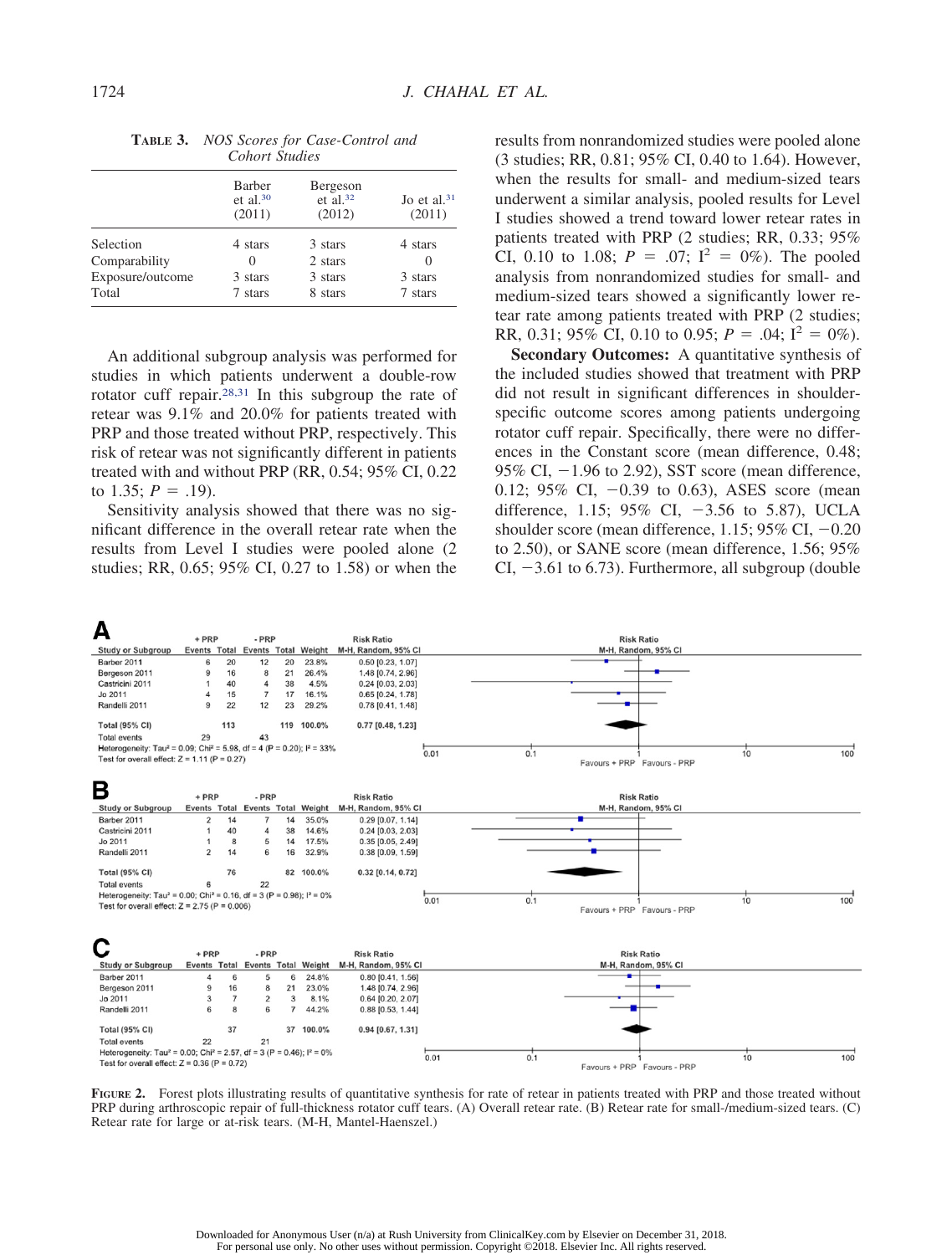**Table 3.** *NOS Scores for Case-Control and Cohort Studies*

| | Barber et al.[30] (2011) | Bergeson et al.[32] (2012) | Jo et al.[31] (2011) |
|---|---|---|---|
| Selection | 4 stars | 3 stars | 4 stars |
| Comparability | 0 | 2 stars | 0 |
| Exposure/outcome | 3 stars | 3 stars | 3 stars |
| Total | 7 stars | 8 stars | 7 stars |

An additional subgroup analysis was performed for studies in which patients underwent a double-row rotator cuff repair.[28,31] In this subgroup the rate of retear was 9.1% and 20.0% for patients treated with PRP and those treated without PRP, respectively. This risk of retear was not significantly different in patients treated with and without PRP (RR, 0.54; 95% CI, 0.22 to 1.35; $P = .19$).

Sensitivity analysis showed that there was no significant difference in the overall retear rate when the results from Level I studies were pooled alone (2 studies; RR, 0.65; 95% CI, 0.27 to 1.58) or when the results from nonrandomized studies were pooled alone (3 studies; RR, 0.81; 95% CI, 0.40 to 1.64). However, when the results for small- and medium-sized tears underwent a similar analysis, pooled results for Level I studies showed a trend toward lower retear rates in patients treated with PRP (2 studies; RR, 0.33; 95% CI, 0.10 to 1.08; $P = .07$; $I^2 = 0\%$). The pooled analysis from nonrandomized studies for small- and medium-sized tears showed a significantly lower retear rate among patients treated with PRP (2 studies; RR, 0.31; 95% CI, 0.10 to 0.95; $P = .04$; $I^2 = 0\%$).

**Secondary Outcomes:** A quantitative synthesis of the included studies showed that treatment with PRP did not result in significant differences in shoulder-specific outcome scores among patients undergoing rotator cuff repair. Specifically, there were no differences in the Constant score (mean difference, 0.48; 95% CI, −1.96 to 2.92), SST score (mean difference, 0.12; 95% CI, −0.39 to 0.63), ASES score (mean difference, 1.15; 95% CI, −3.56 to 5.87), UCLA shoulder score (mean difference, 1.15; 95% CI, −0.20 to 2.50), or SANE score (mean difference, 1.56; 95% CI, −3.61 to 6.73). Furthermore, all subgroup (double

**A**

| Study or Subgroup | +PRP Events | +PRP Total | −PRP Events | −PRP Total | Weight | Risk Ratio M-H, Random, 95% CI |
|---|---|---|---|---|---|---|
| Barber 2011 | 6 | 20 | 12 | 20 | 23.8% | 0.50 [0.23, 1.07] |
| Bergeson 2011 | 9 | 16 | 8 | 21 | 26.4% | 1.48 [0.74, 2.96] |
| Castricini 2011 | 1 | 40 | 4 | 38 | 4.5% | 0.24 [0.03, 2.03] |
| Jo 2011 | 4 | 15 | 7 | 17 | 16.1% | 0.65 [0.24, 1.78] |
| Randelli 2011 | 9 | 22 | 12 | 23 | 29.2% | 0.78 [0.41, 1.48] |
| Total (95% CI) | | 113 | | 119 | 100.0% | 0.77 [0.48, 1.23] |
| Total events | 29 | | 43 | | | |

Heterogeneity: Tau² = 0.09; Chi² = 5.98, df = 4 (P = 0.20); I² = 33%
Test for overall effect: Z = 1.11 (P = 0.27)

**B**

| Study or Subgroup | +PRP Events | +PRP Total | −PRP Events | −PRP Total | Weight | Risk Ratio M-H, Random, 95% CI |
|---|---|---|---|---|---|---|
| Barber 2011 | 2 | 14 | 7 | 14 | 35.0% | 0.29 [0.07, 1.14] |
| Castricini 2011 | 1 | 40 | 4 | 38 | 14.6% | 0.24 [0.03, 2.03] |
| Jo 2011 | 1 | 8 | 5 | 14 | 17.5% | 0.35 [0.05, 2.49] |
| Randelli 2011 | 2 | 14 | 6 | 16 | 32.9% | 0.38 [0.09, 1.59] |
| Total (95% CI) | | 76 | | 82 | 100.0% | 0.32 [0.14, 0.72] |
| Total events | 6 | | 22 | | | |

Heterogeneity: Tau² = 0.00; Chi² = 0.16, df = 3 (P = 0.98); I² = 0%
Test for overall effect: Z = 2.75 (P = 0.006)

**C**

| Study or Subgroup | +PRP Events | +PRP Total | −PRP Events | −PRP Total | Weight | Risk Ratio M-H, Random, 95% CI |
|---|---|---|---|---|---|---|
| Barber 2011 | 4 | 6 | 5 | 6 | 24.8% | 0.80 [0.41, 1.56] |
| Bergeson 2011 | 9 | 16 | 8 | 21 | 23.0% | 1.48 [0.74, 2.96] |
| Jo 2011 | 3 | 7 | 2 | 3 | 8.1% | 0.64 [0.20, 2.07] |
| Randelli 2011 | 6 | 8 | 6 | 7 | 44.2% | 0.88 [0.53, 1.44] |
| Total (95% CI) | | 37 | | 37 | 100.0% | 0.94 [0.67, 1.31] |
| Total events | 22 | | 21 | | | |

Heterogeneity: Tau² = 0.00; Chi² = 2.57, df = 3 (P = 0.46); I² = 0%
Test for overall effect: Z = 0.36 (P = 0.72)

Favours + PRP / Favours - PRP

**Figure 2.** Forest plots illustrating results of quantitative synthesis for rate of retear in patients treated with PRP and those treated without PRP during arthroscopic repair of full-thickness rotator cuff tears. (A) Overall retear rate. (B) Retear rate for small-/medium-sized tears. (C) Retear rate for large or at-risk tears. (M-H, Mantel-Haenszel.)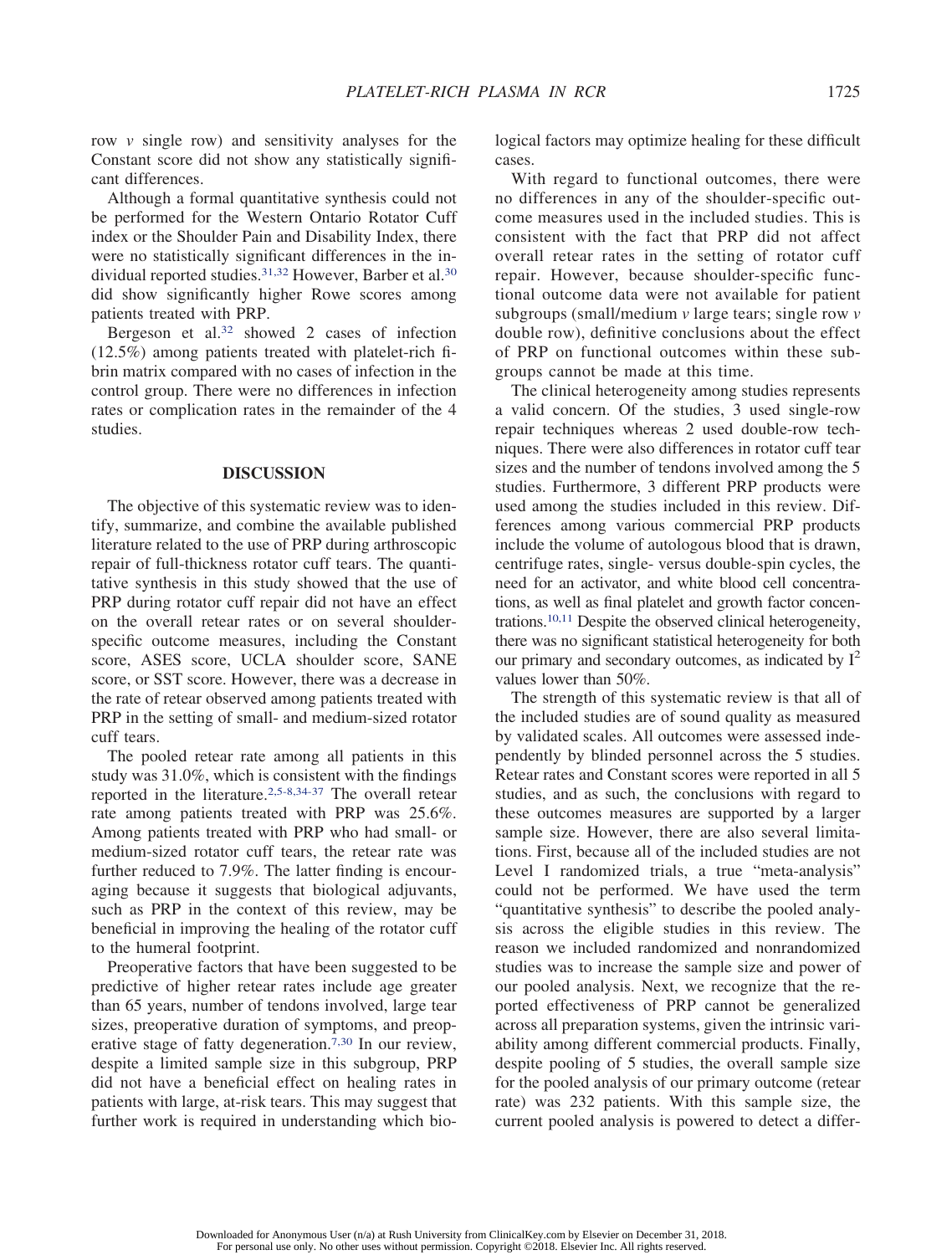row *v* single row) and sensitivity analyses for the Constant score did not show any statistically significant differences.

Although a formal quantitative synthesis could not be performed for the Western Ontario Rotator Cuff index or the Shoulder Pain and Disability Index, there were no statistically significant differences in the individual reported studies.[31,32] However, Barber et al.[30] did show significantly higher Rowe scores among patients treated with PRP.

Bergeson et al.[32] showed 2 cases of infection (12.5%) among patients treated with platelet-rich fibrin matrix compared with no cases of infection in the control group. There were no differences in infection rates or complication rates in the remainder of the 4 studies.

## DISCUSSION

The objective of this systematic review was to identify, summarize, and combine the available published literature related to the use of PRP during arthroscopic repair of full-thickness rotator cuff tears. The quantitative synthesis in this study showed that the use of PRP during rotator cuff repair did not have an effect on the overall retear rates or on several shoulder-specific outcome measures, including the Constant score, ASES score, UCLA shoulder score, SANE score, or SST score. However, there was a decrease in the rate of retear observed among patients treated with PRP in the setting of small- and medium-sized rotator cuff tears.

The pooled retear rate among all patients in this study was 31.0%, which is consistent with the findings reported in the literature.[2,5-8,34-37] The overall retear rate among patients treated with PRP was 25.6%. Among patients treated with PRP who had small- or medium-sized rotator cuff tears, the retear rate was further reduced to 7.9%. The latter finding is encouraging because it suggests that biological adjuvants, such as PRP in the context of this review, may be beneficial in improving the healing of the rotator cuff to the humeral footprint.

Preoperative factors that have been suggested to be predictive of higher retear rates include age greater than 65 years, number of tendons involved, large tear sizes, preoperative duration of symptoms, and preoperative stage of fatty degeneration.[7,30] In our review, despite a limited sample size in this subgroup, PRP did not have a beneficial effect on healing rates in patients with large, at-risk tears. This may suggest that further work is required in understanding which biological factors may optimize healing for these difficult cases.

With regard to functional outcomes, there were no differences in any of the shoulder-specific outcome measures used in the included studies. This is consistent with the fact that PRP did not affect overall retear rates in the setting of rotator cuff repair. However, because shoulder-specific functional outcome data were not available for patient subgroups (small/medium *v* large tears; single row *v* double row), definitive conclusions about the effect of PRP on functional outcomes within these subgroups cannot be made at this time.

The clinical heterogeneity among studies represents a valid concern. Of the studies, 3 used single-row repair techniques whereas 2 used double-row techniques. There were also differences in rotator cuff tear sizes and the number of tendons involved among the 5 studies. Furthermore, 3 different PRP products were used among the studies included in this review. Differences among various commercial PRP products include the volume of autologous blood that is drawn, centrifuge rates, single- versus double-spin cycles, the need for an activator, and white blood cell concentrations, as well as final platelet and growth factor concentrations.[10,11] Despite the observed clinical heterogeneity, there was no significant statistical heterogeneity for both our primary and secondary outcomes, as indicated by $I^2$ values lower than 50%.

The strength of this systematic review is that all of the included studies are of sound quality as measured by validated scales. All outcomes were assessed independently by blinded personnel across the 5 studies. Retear rates and Constant scores were reported in all 5 studies, and as such, the conclusions with regard to these outcomes measures are supported by a larger sample size. However, there are also several limitations. First, because all of the included studies are not Level I randomized trials, a true "meta-analysis" could not be performed. We have used the term "quantitative synthesis" to describe the pooled analysis across the eligible studies in this review. The reason we included randomized and nonrandomized studies was to increase the sample size and power of our pooled analysis. Next, we recognize that the reported effectiveness of PRP cannot be generalized across all preparation systems, given the intrinsic variability among different commercial products. Finally, despite pooling of 5 studies, the overall sample size for the pooled analysis of our primary outcome (retear rate) was 232 patients. With this sample size, the current pooled analysis is powered to detect a differ-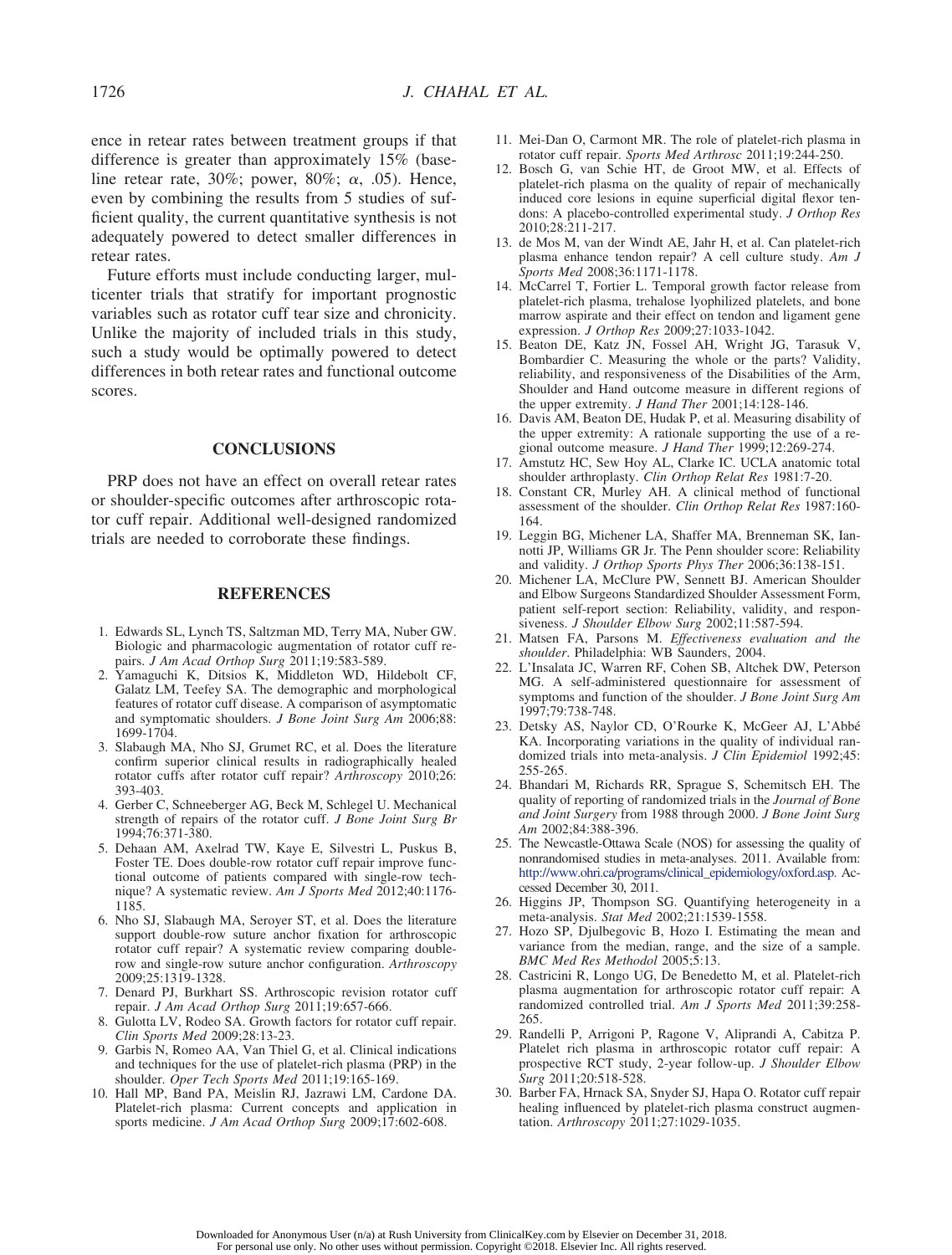ence in retear rates between treatment groups if that difference is greater than approximately 15% (baseline retear rate, 30%; power, 80%; $\alpha$, .05). Hence, even by combining the results from 5 studies of sufficient quality, the current quantitative synthesis is not adequately powered to detect smaller differences in retear rates.

Future efforts must include conducting larger, multicenter trials that stratify for important prognostic variables such as rotator cuff tear size and chronicity. Unlike the majority of included trials in this study, such a study would be optimally powered to detect differences in both retear rates and functional outcome scores.

## CONCLUSIONS

PRP does not have an effect on overall retear rates or shoulder-specific outcomes after arthroscopic rotator cuff repair. Additional well-designed randomized trials are needed to corroborate these findings.

## REFERENCES

1. Edwards SL, Lynch TS, Saltzman MD, Terry MA, Nuber GW. Biologic and pharmacologic augmentation of rotator cuff repairs. *J Am Acad Orthop Surg* 2011;19:583-589.
2. Yamaguchi K, Ditsios K, Middleton WD, Hildebolt CF, Galatz LM, Teefey SA. The demographic and morphological features of rotator cuff disease. A comparison of asymptomatic and symptomatic shoulders. *J Bone Joint Surg Am* 2006;88: 1699-1704.
3. Slabaugh MA, Nho SJ, Grumet RC, et al. Does the literature confirm superior clinical results in radiographically healed rotator cuffs after rotator cuff repair? *Arthroscopy* 2010;26: 393-403.
4. Gerber C, Schneeberger AG, Beck M, Schlegel U. Mechanical strength of repairs of the rotator cuff. *J Bone Joint Surg Br* 1994;76:371-380.
5. Dehaan AM, Axelrad TW, Kaye E, Silvestri L, Puskus B, Foster TE. Does double-row rotator cuff repair improve functional outcome of patients compared with single-row technique? A systematic review. *Am J Sports Med* 2012;40:1176-1185.
6. Nho SJ, Slabaugh MA, Seroyer ST, et al. Does the literature support double-row suture anchor fixation for arthroscopic rotator cuff repair? A systematic review comparing double-row and single-row suture anchor configuration. *Arthroscopy* 2009;25:1319-1328.
7. Denard PJ, Burkhart SS. Arthroscopic revision rotator cuff repair. *J Am Acad Orthop Surg* 2011;19:657-666.
8. Gulotta LV, Rodeo SA. Growth factors for rotator cuff repair. *Clin Sports Med* 2009;28:13-23.
9. Garbis N, Romeo AA, Van Thiel G, et al. Clinical indications and techniques for the use of platelet-rich plasma (PRP) in the shoulder. *Oper Tech Sports Med* 2011;19:165-169.
10. Hall MP, Band PA, Meislin RJ, Jazrawi LM, Cardone DA. Platelet-rich plasma: Current concepts and application in sports medicine. *J Am Acad Orthop Surg* 2009;17:602-608.
11. Mei-Dan O, Carmont MR. The role of platelet-rich plasma in rotator cuff repair. *Sports Med Arthrosc* 2011;19:244-250.
12. Bosch G, van Schie HT, de Groot MW, et al. Effects of platelet-rich plasma on the quality of repair of mechanically induced core lesions in equine superficial digital flexor tendons: A placebo-controlled experimental study. *J Orthop Res* 2010;28:211-217.
13. de Mos M, van der Windt AE, Jahr H, et al. Can platelet-rich plasma enhance tendon repair? A cell culture study. *Am J Sports Med* 2008;36:1171-1178.
14. McCarrel T, Fortier L. Temporal growth factor release from platelet-rich plasma, trehalose lyophilized platelets, and bone marrow aspirate and their effect on tendon and ligament gene expression. *J Orthop Res* 2009;27:1033-1042.
15. Beaton DE, Katz JN, Fossel AH, Wright JG, Tarasuk V, Bombardier C. Measuring the whole or the parts? Validity, reliability, and responsiveness of the Disabilities of the Arm, Shoulder and Hand outcome measure in different regions of the upper extremity. *J Hand Ther* 2001;14:128-146.
16. Davis AM, Beaton DE, Hudak P, et al. Measuring disability of the upper extremity: A rationale supporting the use of a regional outcome measure. *J Hand Ther* 1999;12:269-274.
17. Amstutz HC, Sew Hoy AL, Clarke IC. UCLA anatomic total shoulder arthroplasty. *Clin Orthop Relat Res* 1981:7-20.
18. Constant CR, Murley AH. A clinical method of functional assessment of the shoulder. *Clin Orthop Relat Res* 1987:160-164.
19. Leggin BG, Michener LA, Shaffer MA, Brenneman SK, Iannotti JP, Williams GR Jr. The Penn shoulder score: Reliability and validity. *J Orthop Sports Phys Ther* 2006;36:138-151.
20. Michener LA, McClure PW, Sennett BJ. American Shoulder and Elbow Surgeons Standardized Shoulder Assessment Form, patient self-report section: Reliability, validity, and responsiveness. *J Shoulder Elbow Surg* 2002;11:587-594.
21. Matsen FA, Parsons M. *Effectiveness evaluation and the shoulder*. Philadelphia: WB Saunders, 2004.
22. L'Insalata JC, Warren RF, Cohen SB, Altchek DW, Peterson MG. A self-administered questionnaire for assessment of symptoms and function of the shoulder. *J Bone Joint Surg Am* 1997;79:738-748.
23. Detsky AS, Naylor CD, O'Rourke K, McGeer AJ, L'Abbé KA. Incorporating variations in the quality of individual randomized trials into meta-analysis. *J Clin Epidemiol* 1992;45: 255-265.
24. Bhandari M, Richards RR, Sprague S, Schemitsch EH. The quality of reporting of randomized trials in the *Journal of Bone and Joint Surgery* from 1988 through 2000. *J Bone Joint Surg Am* 2002;84:388-396.
25. The Newcastle-Ottawa Scale (NOS) for assessing the quality of nonrandomised studies in meta-analyses. 2011. Available from: http://www.ohri.ca/programs/clinical_epidemiology/oxford.asp. Accessed December 30, 2011.
26. Higgins JP, Thompson SG. Quantifying heterogeneity in a meta-analysis. *Stat Med* 2002;21:1539-1558.
27. Hozo SP, Djulbegovic B, Hozo I. Estimating the mean and variance from the median, range, and the size of a sample. *BMC Med Res Methodol* 2005;5:13.
28. Castricini R, Longo UG, De Benedetto M, et al. Platelet-rich plasma augmentation for arthroscopic rotator cuff repair: A randomized controlled trial. *Am J Sports Med* 2011;39:258-265.
29. Randelli P, Arrigoni P, Ragone V, Aliprandi A, Cabitza P. Platelet rich plasma in arthroscopic rotator cuff repair: A prospective RCT study, 2-year follow-up. *J Shoulder Elbow Surg* 2011;20:518-528.
30. Barber FA, Hrnack SA, Snyder SJ, Hapa O. Rotator cuff repair healing influenced by platelet-rich plasma construct augmentation. *Arthroscopy* 2011;27:1029-1035.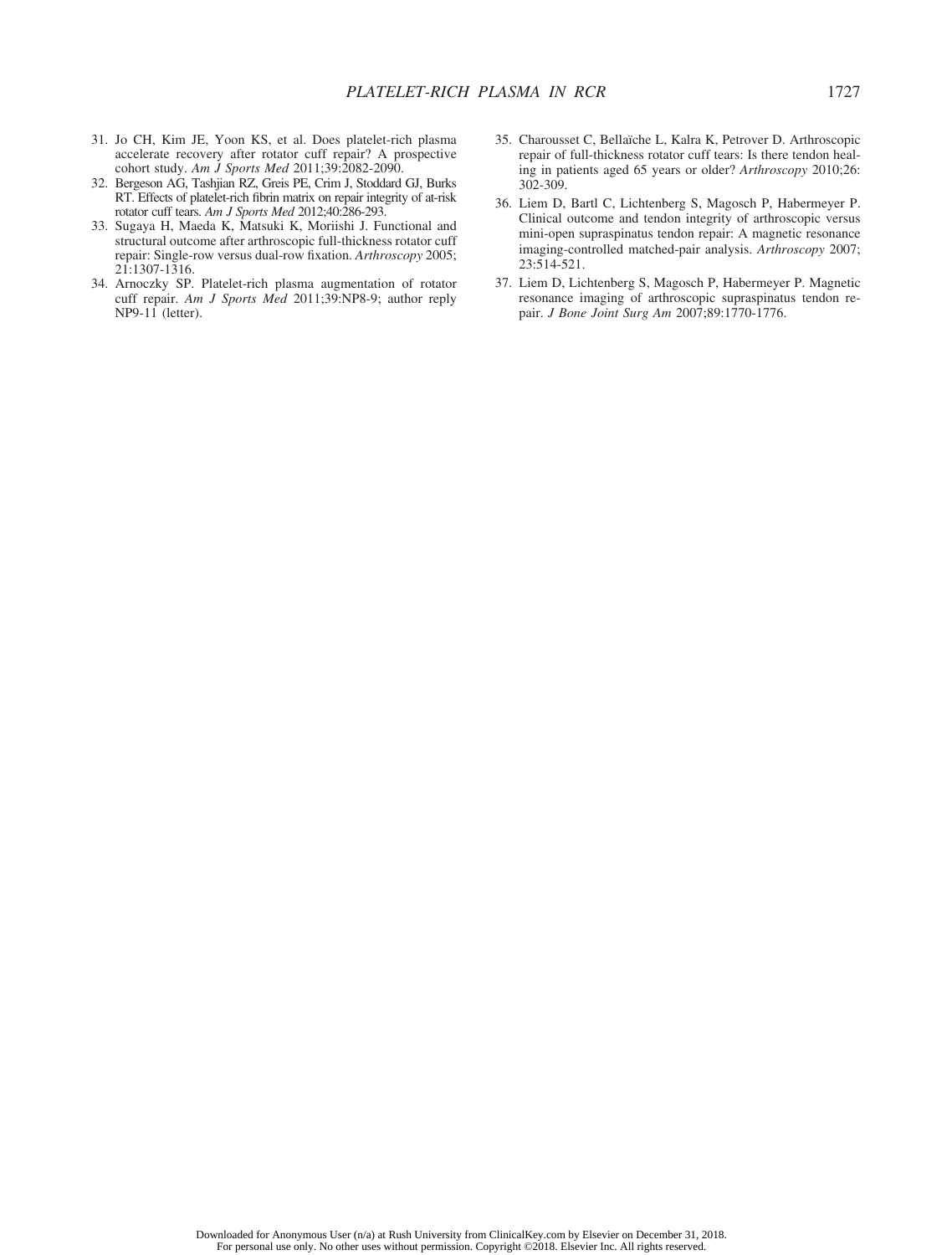31. Jo CH, Kim JE, Yoon KS, et al. Does platelet-rich plasma accelerate recovery after rotator cuff repair? A prospective cohort study. *Am J Sports Med* 2011;39:2082-2090.
32. Bergeson AG, Tashjian RZ, Greis PE, Crim J, Stoddard GJ, Burks RT. Effects of platelet-rich fibrin matrix on repair integrity of at-risk rotator cuff tears. *Am J Sports Med* 2012;40:286-293.
33. Sugaya H, Maeda K, Matsuki K, Moriishi J. Functional and structural outcome after arthroscopic full-thickness rotator cuff repair: Single-row versus dual-row fixation. *Arthroscopy* 2005; 21:1307-1316.
34. Arnoczky SP. Platelet-rich plasma augmentation of rotator cuff repair. *Am J Sports Med* 2011;39:NP8-9; author reply NP9-11 (letter).
35. Charousset C, Bellaïche L, Kalra K, Petrover D. Arthroscopic repair of full-thickness rotator cuff tears: Is there tendon healing in patients aged 65 years or older? *Arthroscopy* 2010;26: 302-309.
36. Liem D, Bartl C, Lichtenberg S, Magosch P, Habermeyer P. Clinical outcome and tendon integrity of arthroscopic versus mini-open supraspinatus tendon repair: A magnetic resonance imaging-controlled matched-pair analysis. *Arthroscopy* 2007; 23:514-521.
37. Liem D, Lichtenberg S, Magosch P, Habermeyer P. Magnetic resonance imaging of arthroscopic supraspinatus tendon repair. *J Bone Joint Surg Am* 2007;89:1770-1776.